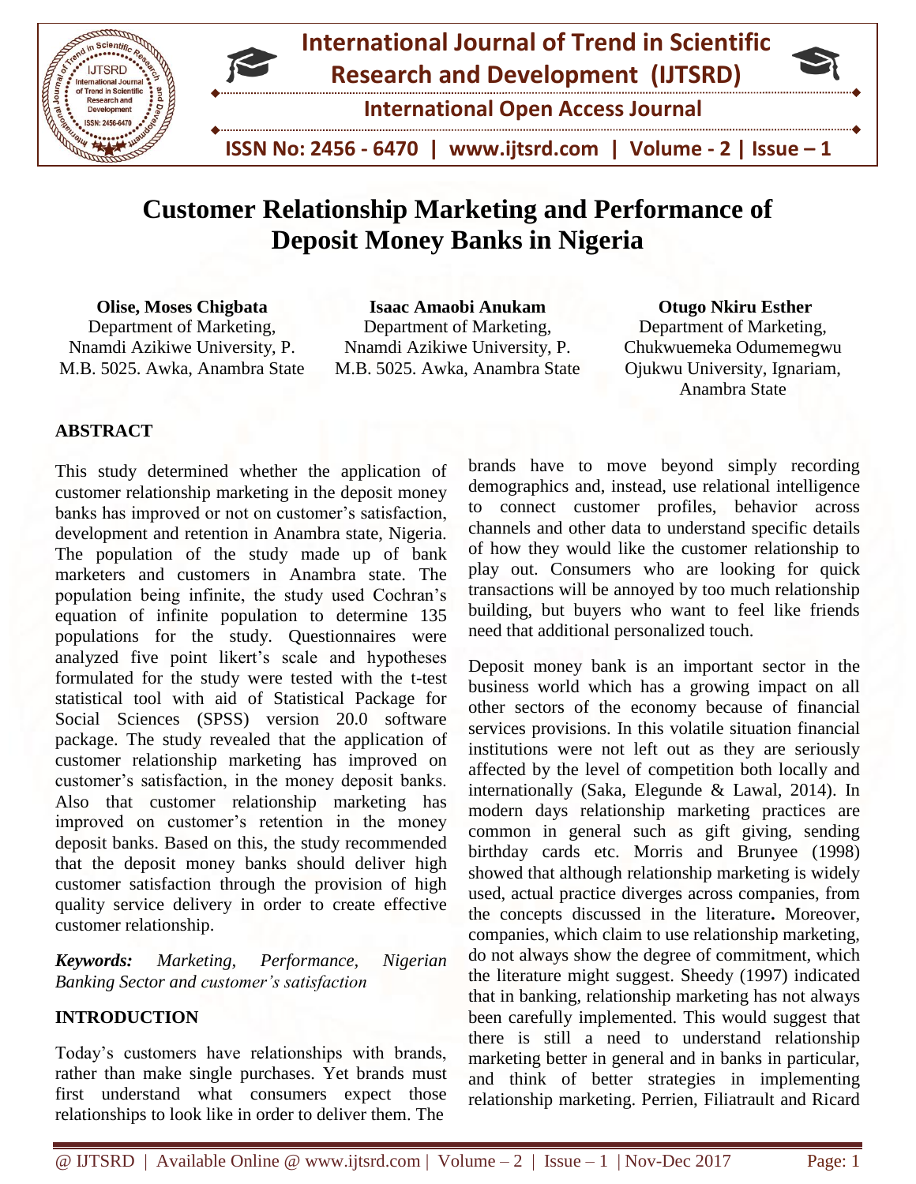# Customer Relationship Marketing and Performance of Deposit Money Banks in Nigeria

**Olise, Moses Chigbata**
Department of Marketing, Nnamdi Azikiwe University, P. M.B. 5025. Awka, Anambra State

**Isaac Amaobi Anukam**
Department of Marketing, Nnamdi Azikiwe University, P. M.B. 5025. Awka, Anambra State

**Otugo Nkiru Esther**
Department of Marketing, Chukwuemeka Odumemegwu Ojukwu University, Ignariam, Anambra State

## ABSTRACT

This study determined whether the application of customer relationship marketing in the deposit money banks has improved or not on customer's satisfaction, development and retention in Anambra state, Nigeria. The population of the study made up of bank marketers and customers in Anambra state. The population being infinite, the study used Cochran's equation of infinite population to determine 135 populations for the study. Questionnaires were analyzed five point likert's scale and hypotheses formulated for the study were tested with the t-test statistical tool with aid of Statistical Package for Social Sciences (SPSS) version 20.0 software package. The study revealed that the application of customer relationship marketing has improved on customer's satisfaction, in the money deposit banks. Also that customer relationship marketing has improved on customer's retention in the money deposit banks. Based on this, the study recommended that the deposit money banks should deliver high customer satisfaction through the provision of high quality service delivery in order to create effective customer relationship.

***Keywords:*** *Marketing, Performance, Nigerian Banking Sector and customer's satisfaction*

## INTRODUCTION

Today's customers have relationships with brands, rather than make single purchases. Yet brands must first understand what consumers expect those relationships to look like in order to deliver them. The brands have to move beyond simply recording demographics and, instead, use relational intelligence to connect customer profiles, behavior across channels and other data to understand specific details of how they would like the customer relationship to play out. Consumers who are looking for quick transactions will be annoyed by too much relationship building, but buyers who want to feel like friends need that additional personalized touch.

Deposit money bank is an important sector in the business world which has a growing impact on all other sectors of the economy because of financial services provisions. In this volatile situation financial institutions were not left out as they are seriously affected by the level of competition both locally and internationally (Saka, Elegunde & Lawal, 2014). In modern days relationship marketing practices are common in general such as gift giving, sending birthday cards etc. Morris and Brunyee (1998) showed that although relationship marketing is widely used, actual practice diverges across companies, from the concepts discussed in the literature**.** Moreover, companies, which claim to use relationship marketing, do not always show the degree of commitment, which the literature might suggest. Sheedy (1997) indicated that in banking, relationship marketing has not always been carefully implemented. This would suggest that there is still a need to understand relationship marketing better in general and in banks in particular, and think of better strategies in implementing relationship marketing. Perrien, Filiatrault and Ricard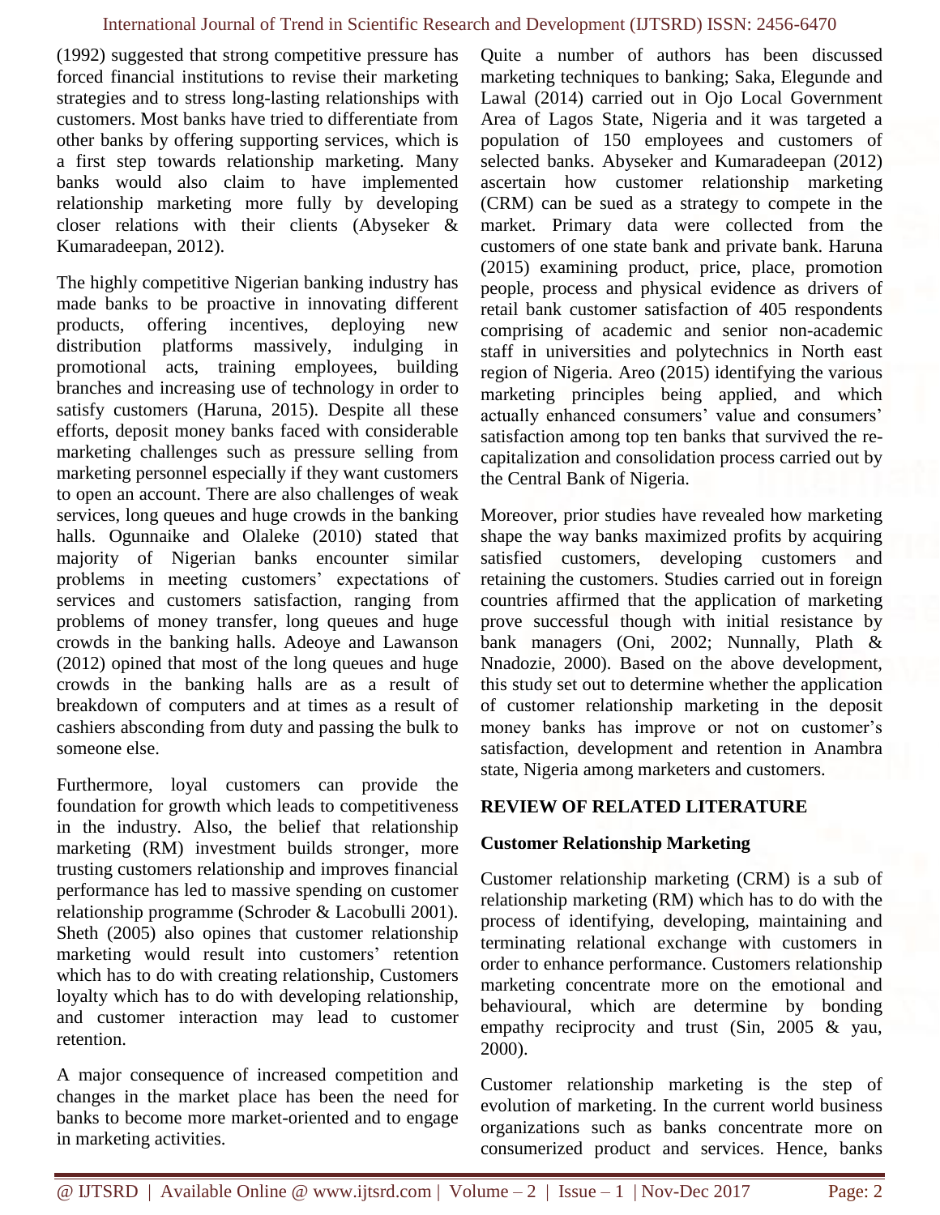(1992) suggested that strong competitive pressure has forced financial institutions to revise their marketing strategies and to stress long-lasting relationships with customers. Most banks have tried to differentiate from other banks by offering supporting services, which is a first step towards relationship marketing. Many banks would also claim to have implemented relationship marketing more fully by developing closer relations with their clients (Abyseker & Kumaradeepan, 2012).

The highly competitive Nigerian banking industry has made banks to be proactive in innovating different products, offering incentives, deploying new distribution platforms massively, indulging in promotional acts, training employees, building branches and increasing use of technology in order to satisfy customers (Haruna, 2015). Despite all these efforts, deposit money banks faced with considerable marketing challenges such as pressure selling from marketing personnel especially if they want customers to open an account. There are also challenges of weak services, long queues and huge crowds in the banking halls. Ogunnaike and Olaleke (2010) stated that majority of Nigerian banks encounter similar problems in meeting customers' expectations of services and customers satisfaction, ranging from problems of money transfer, long queues and huge crowds in the banking halls. Adeoye and Lawanson (2012) opined that most of the long queues and huge crowds in the banking halls are as a result of breakdown of computers and at times as a result of cashiers absconding from duty and passing the bulk to someone else.

Furthermore, loyal customers can provide the foundation for growth which leads to competitiveness in the industry. Also, the belief that relationship marketing (RM) investment builds stronger, more trusting customers relationship and improves financial performance has led to massive spending on customer relationship programme (Schroder & Lacobulli 2001). Sheth (2005) also opines that customer relationship marketing would result into customers' retention which has to do with creating relationship, Customers loyalty which has to do with developing relationship, and customer interaction may lead to customer retention.

A major consequence of increased competition and changes in the market place has been the need for banks to become more market-oriented and to engage in marketing activities.

Quite a number of authors has been discussed marketing techniques to banking; Saka, Elegunde and Lawal (2014) carried out in Ojo Local Government Area of Lagos State, Nigeria and it was targeted a population of 150 employees and customers of selected banks. Abyseker and Kumaradeepan (2012) ascertain how customer relationship marketing (CRM) can be sued as a strategy to compete in the market. Primary data were collected from the customers of one state bank and private bank. Haruna (2015) examining product, price, place, promotion people, process and physical evidence as drivers of retail bank customer satisfaction of 405 respondents comprising of academic and senior non-academic staff in universities and polytechnics in North east region of Nigeria. Areo (2015) identifying the various marketing principles being applied, and which actually enhanced consumers' value and consumers' satisfaction among top ten banks that survived the re-capitalization and consolidation process carried out by the Central Bank of Nigeria.

Moreover, prior studies have revealed how marketing shape the way banks maximized profits by acquiring satisfied customers, developing customers and retaining the customers. Studies carried out in foreign countries affirmed that the application of marketing prove successful though with initial resistance by bank managers (Oni, 2002; Nunnally, Plath & Nnadozie, 2000). Based on the above development, this study set out to determine whether the application of customer relationship marketing in the deposit money banks has improve or not on customer's satisfaction, development and retention in Anambra state, Nigeria among marketers and customers.

## REVIEW OF RELATED LITERATURE

### Customer Relationship Marketing

Customer relationship marketing (CRM) is a sub of relationship marketing (RM) which has to do with the process of identifying, developing, maintaining and terminating relational exchange with customers in order to enhance performance. Customers relationship marketing concentrate more on the emotional and behavioural, which are determine by bonding empathy reciprocity and trust (Sin, 2005 & yau, 2000).

Customer relationship marketing is the step of evolution of marketing. In the current world business organizations such as banks concentrate more on consumerized product and services. Hence, banks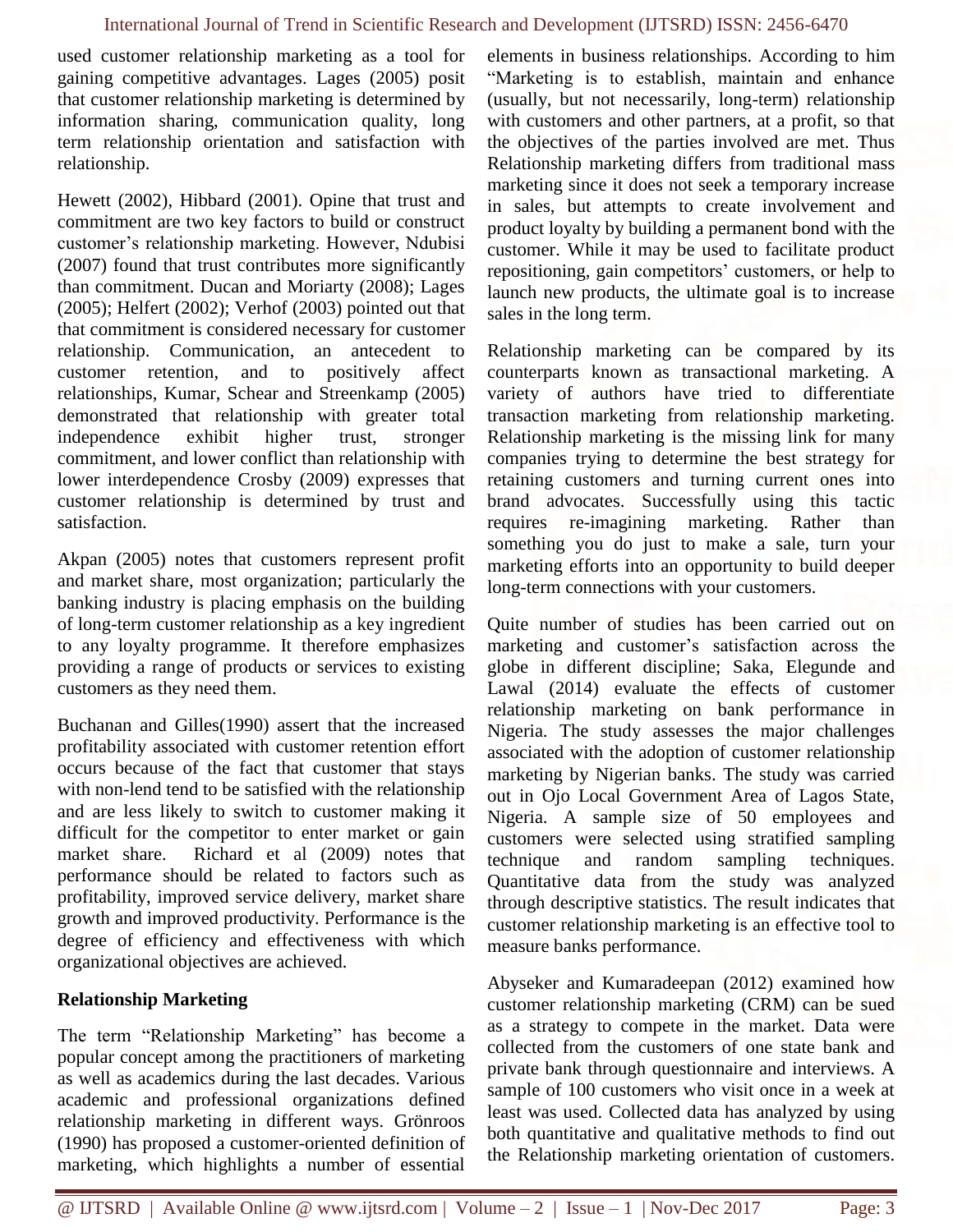used customer relationship marketing as a tool for gaining competitive advantages. Lages (2005) posit that customer relationship marketing is determined by information sharing, communication quality, long term relationship orientation and satisfaction with relationship.

Hewett (2002), Hibbard (2001). Opine that trust and commitment are two key factors to build or construct customer's relationship marketing. However, Ndubisi (2007) found that trust contributes more significantly than commitment. Ducan and Moriarty (2008); Lages (2005); Helfert (2002); Verhof (2003) pointed out that that commitment is considered necessary for customer relationship. Communication, an antecedent to customer retention, and to positively affect relationships, Kumar, Schear and Streenkamp (2005) demonstrated that relationship with greater total independence exhibit higher trust, stronger commitment, and lower conflict than relationship with lower interdependence Crosby (2009) expresses that customer relationship is determined by trust and satisfaction.

Akpan (2005) notes that customers represent profit and market share, most organization; particularly the banking industry is placing emphasis on the building of long-term customer relationship as a key ingredient to any loyalty programme. It therefore emphasizes providing a range of products or services to existing customers as they need them.

Buchanan and Gilles(1990) assert that the increased profitability associated with customer retention effort occurs because of the fact that customer that stays with non-lend tend to be satisfied with the relationship and are less likely to switch to customer making it difficult for the competitor to enter market or gain market share. Richard et al (2009) notes that performance should be related to factors such as profitability, improved service delivery, market share growth and improved productivity. Performance is the degree of efficiency and effectiveness with which organizational objectives are achieved.

**Relationship Marketing**

The term "Relationship Marketing" has become a popular concept among the practitioners of marketing as well as academics during the last decades. Various academic and professional organizations defined relationship marketing in different ways. Grönroos (1990) has proposed a customer-oriented definition of marketing, which highlights a number of essential elements in business relationships. According to him "Marketing is to establish, maintain and enhance (usually, but not necessarily, long-term) relationship with customers and other partners, at a profit, so that the objectives of the parties involved are met. Thus Relationship marketing differs from traditional mass marketing since it does not seek a temporary increase in sales, but attempts to create involvement and product loyalty by building a permanent bond with the customer. While it may be used to facilitate product repositioning, gain competitors' customers, or help to launch new products, the ultimate goal is to increase sales in the long term.

Relationship marketing can be compared by its counterparts known as transactional marketing. A variety of authors have tried to differentiate transaction marketing from relationship marketing. Relationship marketing is the missing link for many companies trying to determine the best strategy for retaining customers and turning current ones into brand advocates. Successfully using this tactic requires re-imagining marketing. Rather than something you do just to make a sale, turn your marketing efforts into an opportunity to build deeper long-term connections with your customers.

Quite number of studies has been carried out on marketing and customer's satisfaction across the globe in different discipline; Saka, Elegunde and Lawal (2014) evaluate the effects of customer relationship marketing on bank performance in Nigeria. The study assesses the major challenges associated with the adoption of customer relationship marketing by Nigerian banks. The study was carried out in Ojo Local Government Area of Lagos State, Nigeria. A sample size of 50 employees and customers were selected using stratified sampling technique and random sampling techniques. Quantitative data from the study was analyzed through descriptive statistics. The result indicates that customer relationship marketing is an effective tool to measure banks performance.

Abyseker and Kumaradeepan (2012) examined how customer relationship marketing (CRM) can be sued as a strategy to compete in the market. Data were collected from the customers of one state bank and private bank through questionnaire and interviews. A sample of 100 customers who visit once in a week at least was used. Collected data has analyzed by using both quantitative and qualitative methods to find out the Relationship marketing orientation of customers.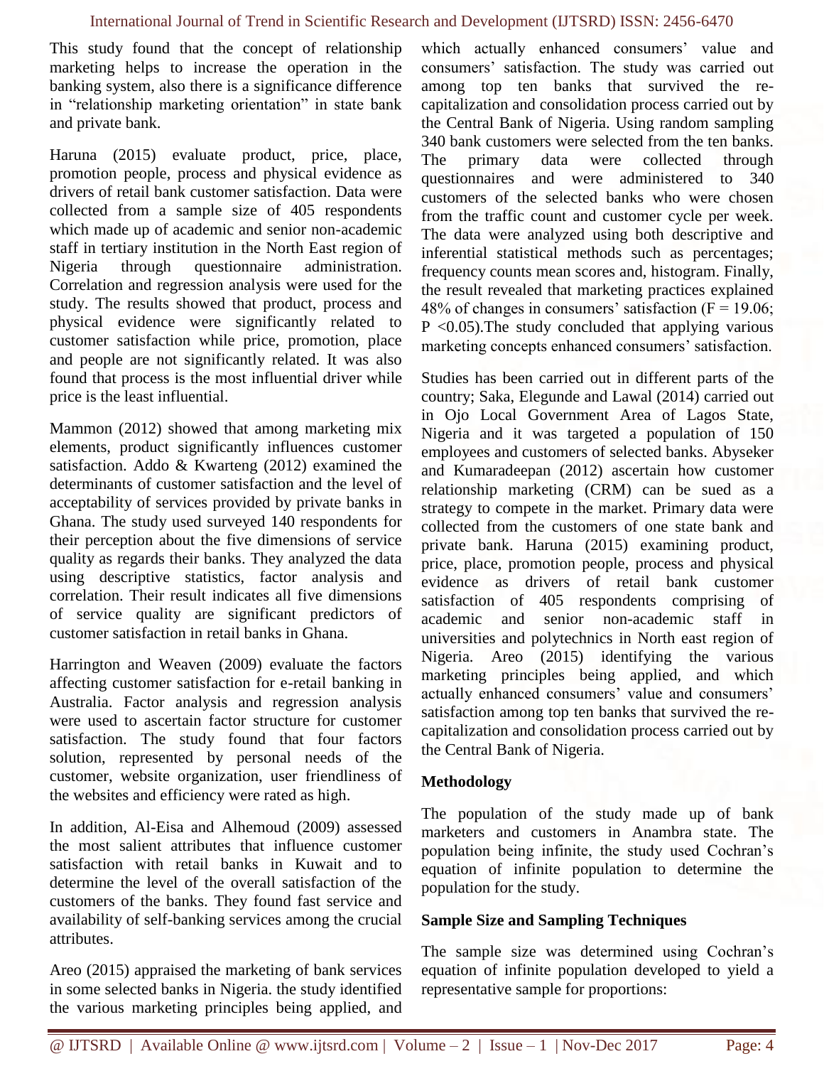This study found that the concept of relationship marketing helps to increase the operation in the banking system, also there is a significance difference in "relationship marketing orientation" in state bank and private bank.

Haruna (2015) evaluate product, price, place, promotion people, process and physical evidence as drivers of retail bank customer satisfaction. Data were collected from a sample size of 405 respondents which made up of academic and senior non-academic staff in tertiary institution in the North East region of Nigeria through questionnaire administration. Correlation and regression analysis were used for the study. The results showed that product, process and physical evidence were significantly related to customer satisfaction while price, promotion, place and people are not significantly related. It was also found that process is the most influential driver while price is the least influential.

Mammon (2012) showed that among marketing mix elements, product significantly influences customer satisfaction. Addo & Kwarteng (2012) examined the determinants of customer satisfaction and the level of acceptability of services provided by private banks in Ghana. The study used surveyed 140 respondents for their perception about the five dimensions of service quality as regards their banks. They analyzed the data using descriptive statistics, factor analysis and correlation. Their result indicates all five dimensions of service quality are significant predictors of customer satisfaction in retail banks in Ghana.

Harrington and Weaven (2009) evaluate the factors affecting customer satisfaction for e-retail banking in Australia. Factor analysis and regression analysis were used to ascertain factor structure for customer satisfaction. The study found that four factors solution, represented by personal needs of the customer, website organization, user friendliness of the websites and efficiency were rated as high.

In addition, Al-Eisa and Alhemoud (2009) assessed the most salient attributes that influence customer satisfaction with retail banks in Kuwait and to determine the level of the overall satisfaction of the customers of the banks. They found fast service and availability of self-banking services among the crucial attributes.

Areo (2015) appraised the marketing of bank services in some selected banks in Nigeria. the study identified the various marketing principles being applied, and which actually enhanced consumers' value and consumers' satisfaction. The study was carried out among top ten banks that survived the re-capitalization and consolidation process carried out by the Central Bank of Nigeria. Using random sampling 340 bank customers were selected from the ten banks. The primary data were collected through questionnaires and were administered to 340 customers of the selected banks who were chosen from the traffic count and customer cycle per week. The data were analyzed using both descriptive and inferential statistical methods such as percentages; frequency counts mean scores and, histogram. Finally, the result revealed that marketing practices explained 48% of changes in consumers' satisfaction ($F = 19.06$; $P < 0.05$).The study concluded that applying various marketing concepts enhanced consumers' satisfaction.

Studies has been carried out in different parts of the country; Saka, Elegunde and Lawal (2014) carried out in Ojo Local Government Area of Lagos State, Nigeria and it was targeted a population of 150 employees and customers of selected banks. Abyseker and Kumaradeepan (2012) ascertain how customer relationship marketing (CRM) can be sued as a strategy to compete in the market. Primary data were collected from the customers of one state bank and private bank. Haruna (2015) examining product, price, place, promotion people, process and physical evidence as drivers of retail bank customer satisfaction of 405 respondents comprising of academic and senior non-academic staff in universities and polytechnics in North east region of Nigeria. Areo (2015) identifying the various marketing principles being applied, and which actually enhanced consumers' value and consumers' satisfaction among top ten banks that survived the re-capitalization and consolidation process carried out by the Central Bank of Nigeria.

**Methodology**

The population of the study made up of bank marketers and customers in Anambra state. The population being infinite, the study used Cochran's equation of infinite population to determine the population for the study.

**Sample Size and Sampling Techniques**

The sample size was determined using Cochran's equation of infinite population developed to yield a representative sample for proportions: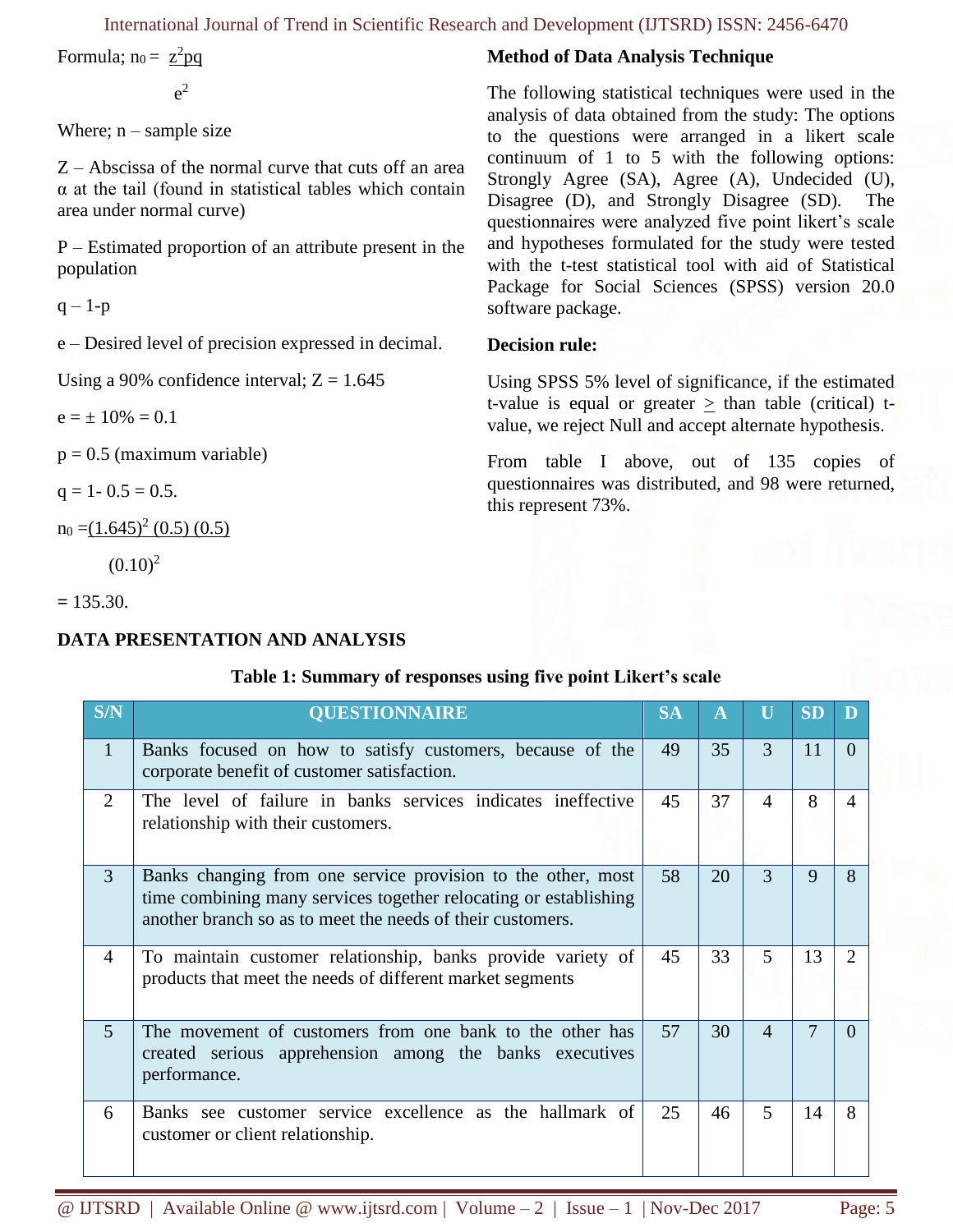Formula; $n_0 = \frac{z^2 pq}{e^2}$

Where; n – sample size

Z – Abscissa of the normal curve that cuts off an area α at the tail (found in statistical tables which contain area under normal curve)

P – Estimated proportion of an attribute present in the population

q – 1-p

e – Desired level of precision expressed in decimal.

Using a 90% confidence interval; Z = 1.645

e = ± 10% = 0.1

p = 0.5 (maximum variable)

q = 1- 0.5 = 0.5.

$n_0 = \frac{(1.645)^2 (0.5) (0.5)}{(0.10)^2}$

= 135.30.

**Method of Data Analysis Technique**

The following statistical techniques were used in the analysis of data obtained from the study: The options to the questions were arranged in a likert scale continuum of 1 to 5 with the following options: Strongly Agree (SA), Agree (A), Undecided (U), Disagree (D), and Strongly Disagree (SD). The questionnaires were analyzed five point likert's scale and hypotheses formulated for the study were tested with the t-test statistical tool with aid of Statistical Package for Social Sciences (SPSS) version 20.0 software package.

**Decision rule:**

Using SPSS 5% level of significance, if the estimated t-value is equal or greater ≥ than table (critical) t-value, we reject Null and accept alternate hypothesis.

From table I above, out of 135 copies of questionnaires was distributed, and 98 were returned, this represent 73%.

## DATA PRESENTATION AND ANALYSIS

**Table 1: Summary of responses using five point Likert's scale**

| S/N | QUESTIONNAIRE | SA | A | U | SD | D |
|---|---|---|---|---|---|---|
| 1 | Banks focused on how to satisfy customers, because of the corporate benefit of customer satisfaction. | 49 | 35 | 3 | 11 | 0 |
| 2 | The level of failure in banks services indicates ineffective relationship with their customers. | 45 | 37 | 4 | 8 | 4 |
| 3 | Banks changing from one service provision to the other, most time combining many services together relocating or establishing another branch so as to meet the needs of their customers. | 58 | 20 | 3 | 9 | 8 |
| 4 | To maintain customer relationship, banks provide variety of products that meet the needs of different market segments | 45 | 33 | 5 | 13 | 2 |
| 5 | The movement of customers from one bank to the other has created serious apprehension among the banks executives performance. | 57 | 30 | 4 | 7 | 0 |
| 6 | Banks see customer service excellence as the hallmark of customer or client relationship. | 25 | 46 | 5 | 14 | 8 |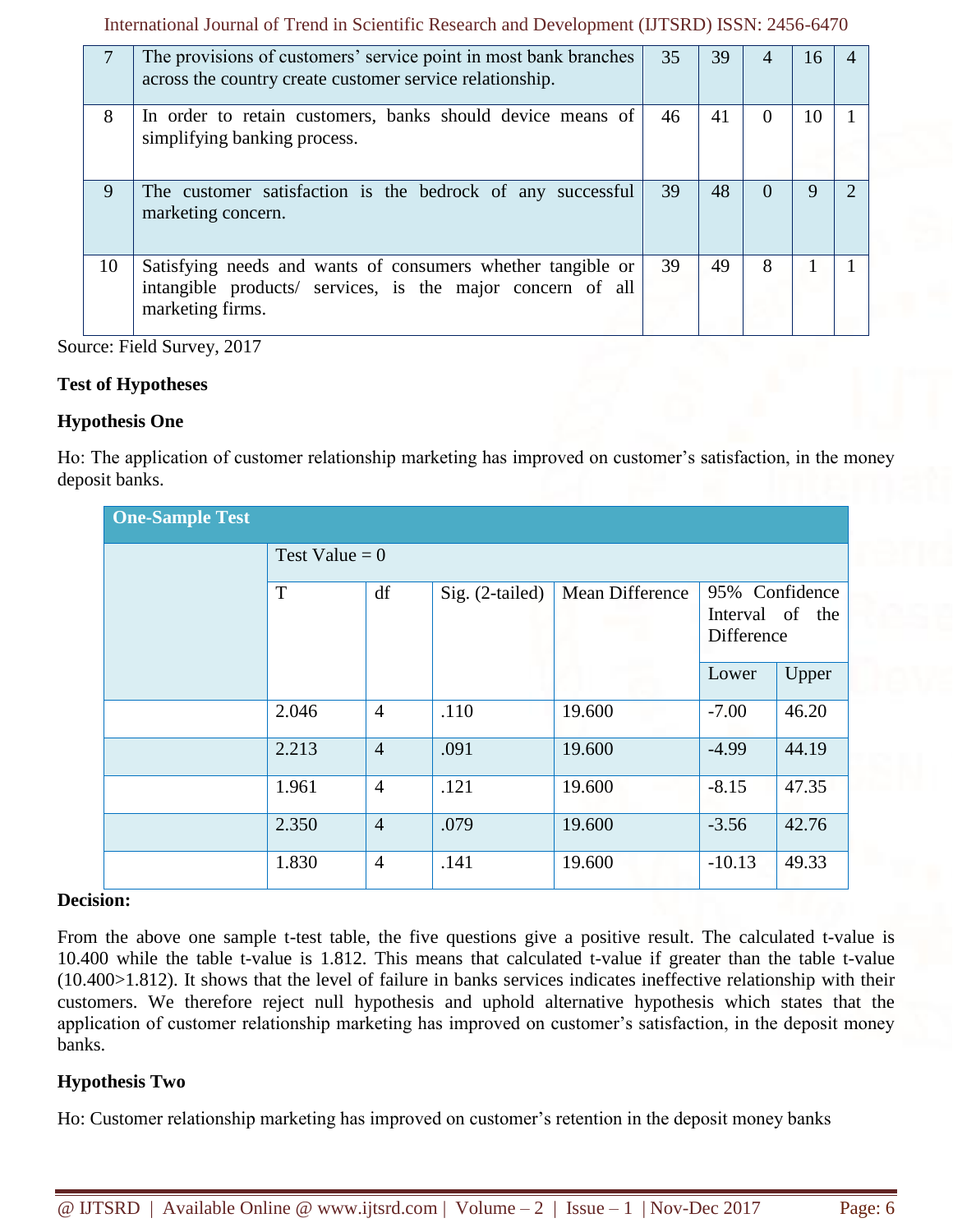| 7 | The provisions of customers' service point in most bank branches across the country create customer service relationship. | 35 | 39 | 4 | 16 | 4 |
|---|---|---|---|---|---|---|
| 8 | In order to retain customers, banks should device means of simplifying banking process. | 46 | 41 | 0 | 10 | 1 |
| 9 | The customer satisfaction is the bedrock of any successful marketing concern. | 39 | 48 | 0 | 9 | 2 |
| 10 | Satisfying needs and wants of consumers whether tangible or intangible products/ services, is the major concern of all marketing firms. | 39 | 49 | 8 | 1 | 1 |

Source: Field Survey, 2017

**Test of Hypotheses**

**Hypothesis One**

Ho: The application of customer relationship marketing has improved on customer's satisfaction, in the money deposit banks.

| One-Sample Test | | | | | | |
|---|---|---|---|---|---|---|
| | Test Value = 0 | | | | | |
| | T | df | Sig. (2-tailed) | Mean Difference | 95% Confidence Interval of the Difference | |
| | | | | | Lower | Upper |
| | 2.046 | 4 | .110 | 19.600 | -7.00 | 46.20 |
| | 2.213 | 4 | .091 | 19.600 | -4.99 | 44.19 |
| | 1.961 | 4 | .121 | 19.600 | -8.15 | 47.35 |
| | 2.350 | 4 | .079 | 19.600 | -3.56 | 42.76 |
| | 1.830 | 4 | .141 | 19.600 | -10.13 | 49.33 |

**Decision:**

From the above one sample t-test table, the five questions give a positive result. The calculated t-value is 10.400 while the table t-value is 1.812. This means that calculated t-value if greater than the table t-value (10.400>1.812). It shows that the level of failure in banks services indicates ineffective relationship with their customers. We therefore reject null hypothesis and uphold alternative hypothesis which states that the application of customer relationship marketing has improved on customer's satisfaction, in the deposit money banks.

**Hypothesis Two**

Ho: Customer relationship marketing has improved on customer's retention in the deposit money banks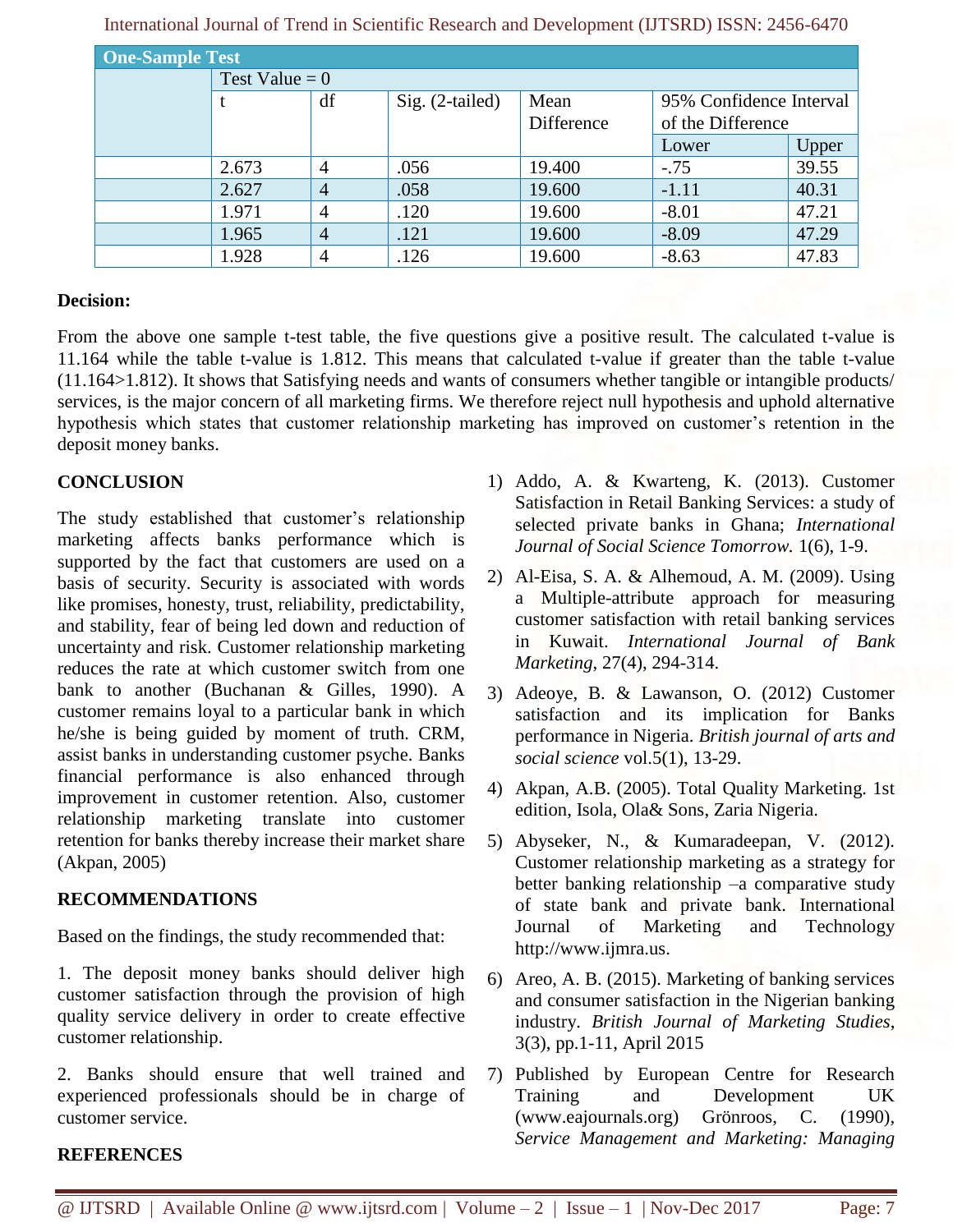| One-Sample Test | | | | | | |
|---|---|---|---|---|---|---|
| | Test Value = 0 | | | | | |
| | t | df | Sig. (2-tailed) | Mean Difference | 95% Confidence Interval of the Difference | |
| | | | | | Lower | Upper |
| | 2.673 | 4 | .056 | 19.400 | -.75 | 39.55 |
| | 2.627 | 4 | .058 | 19.600 | -1.11 | 40.31 |
| | 1.971 | 4 | .120 | 19.600 | -8.01 | 47.21 |
| | 1.965 | 4 | .121 | 19.600 | -8.09 | 47.29 |
| | 1.928 | 4 | .126 | 19.600 | -8.63 | 47.83 |

**Decision:**

From the above one sample t-test table, the five questions give a positive result. The calculated t-value is 11.164 while the table t-value is 1.812. This means that calculated t-value if greater than the table t-value (11.164>1.812). It shows that Satisfying needs and wants of consumers whether tangible or intangible products/ services, is the major concern of all marketing firms. We therefore reject null hypothesis and uphold alternative hypothesis which states that customer relationship marketing has improved on customer's retention in the deposit money banks.

## CONCLUSION

The study established that customer's relationship marketing affects banks performance which is supported by the fact that customers are used on a basis of security. Security is associated with words like promises, honesty, trust, reliability, predictability, and stability, fear of being led down and reduction of uncertainty and risk. Customer relationship marketing reduces the rate at which customer switch from one bank to another (Buchanan & Gilles, 1990). A customer remains loyal to a particular bank in which he/she is being guided by moment of truth. CRM, assist banks in understanding customer psyche. Banks financial performance is also enhanced through improvement in customer retention. Also, customer relationship marketing translate into customer retention for banks thereby increase their market share (Akpan, 2005)

## RECOMMENDATIONS

Based on the findings, the study recommended that:

1. The deposit money banks should deliver high customer satisfaction through the provision of high quality service delivery in order to create effective customer relationship.

2. Banks should ensure that well trained and experienced professionals should be in charge of customer service.

## REFERENCES

1) Addo, A. & Kwarteng, K. (2013). Customer Satisfaction in Retail Banking Services: a study of selected private banks in Ghana; *International Journal of Social Science Tomorrow.* 1(6), 1-9.
2) Al-Eisa, S. A. & Alhemoud, A. M. (2009). Using a Multiple-attribute approach for measuring customer satisfaction with retail banking services in Kuwait. *International Journal of Bank Marketing*, 27(4), 294-314.
3) Adeoye, B. & Lawanson, O. (2012) Customer satisfaction and its implication for Banks performance in Nigeria. *British journal of arts and social science* vol.5(1), 13-29.
4) Akpan, A.B. (2005). Total Quality Marketing. 1st edition, Isola, Ola& Sons, Zaria Nigeria.
5) Abyseker, N., & Kumaradeepan, V. (2012). Customer relationship marketing as a strategy for better banking relationship –a comparative study of state bank and private bank. International Journal of Marketing and Technology http://www.ijmra.us.
6) Areo, A. B. (2015). Marketing of banking services and consumer satisfaction in the Nigerian banking industry. *British Journal of Marketing Studies*, 3(3), pp.1-11, April 2015
7) Published by European Centre for Research Training and Development UK (www.eajournals.org) Grönroos, C. (1990), *Service Management and Marketing: Managing*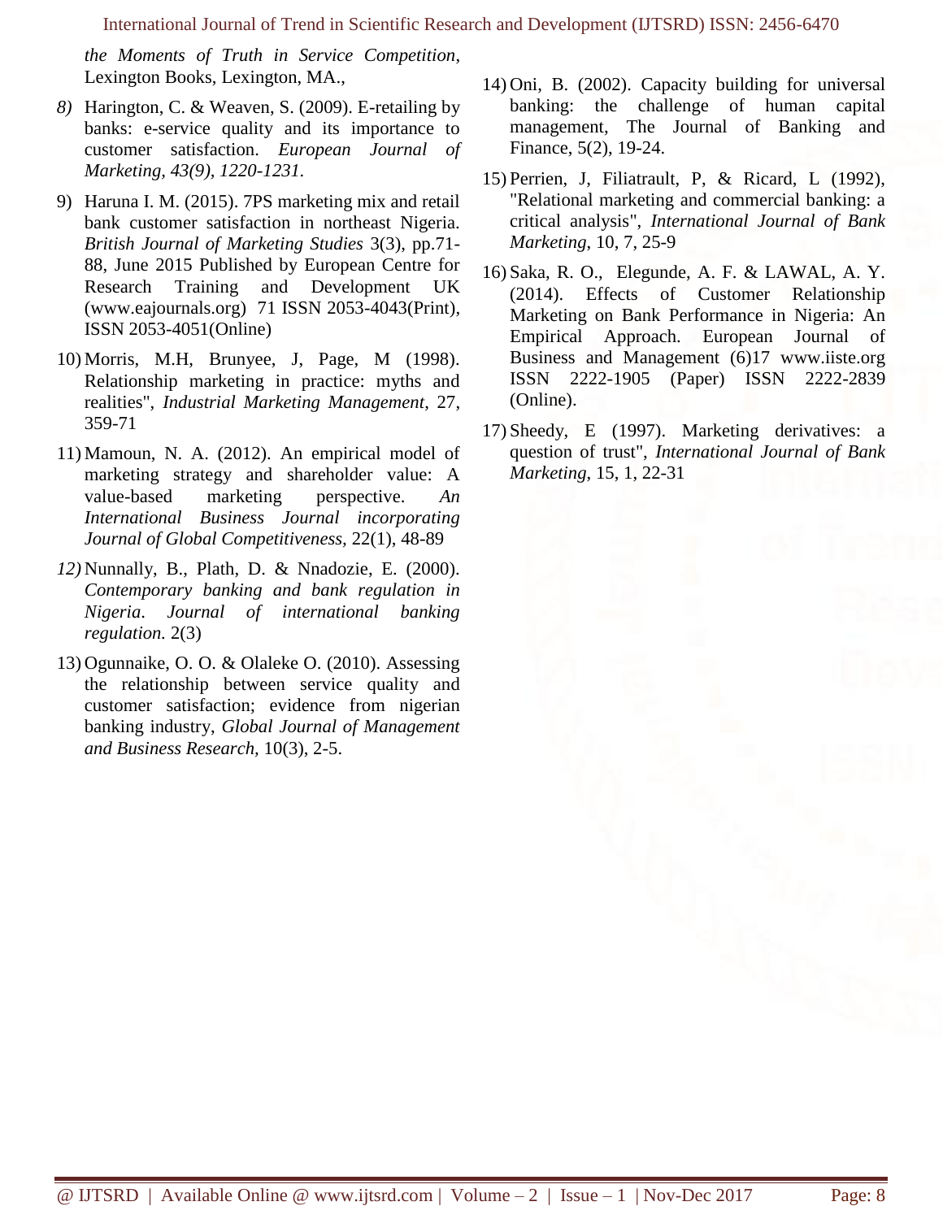*the Moments of Truth in Service Competition*, Lexington Books, Lexington, MA.,

8) Harington, C. & Weaven, S. (2009). E-retailing by banks: e-service quality and its importance to customer satisfaction. *European Journal of Marketing, 43(9), 1220-1231.*

9) Haruna I. M. (2015). 7PS marketing mix and retail bank customer satisfaction in northeast Nigeria. *British Journal of Marketing Studies* 3(3), pp.71-88, June 2015 Published by European Centre for Research Training and Development UK (www.eajournals.org) 71 ISSN 2053-4043(Print), ISSN 2053-4051(Online)

10) Morris, M.H, Brunyee, J, Page, M (1998). Relationship marketing in practice: myths and realities", *Industrial Marketing Management*, 27, 359-71

11) Mamoun, N. A. (2012). An empirical model of marketing strategy and shareholder value: A value-based marketing perspective. *An International Business Journal incorporating Journal of Global Competitiveness*, 22(1), 48-89

12) Nunnally, B., Plath, D. & Nnadozie, E. (2000). *Contemporary banking and bank regulation in Nigeria. Journal of international banking regulation.* 2(3)

13) Ogunnaike, O. O. & Olaleke O. (2010). Assessing the relationship between service quality and customer satisfaction; evidence from nigerian banking industry, *Global Journal of Management and Business Research,* 10(3), 2-5.

14) Oni, B. (2002). Capacity building for universal banking: the challenge of human capital management, The Journal of Banking and Finance, 5(2), 19-24.

15) Perrien, J, Filiatrault, P, & Ricard, L (1992), "Relational marketing and commercial banking: a critical analysis", *International Journal of Bank Marketing*, 10, 7, 25-9

16) Saka, R. O., Elegunde, A. F. & LAWAL, A. Y. (2014). Effects of Customer Relationship Marketing on Bank Performance in Nigeria: An Empirical Approach. European Journal of Business and Management (6)17 www.iiste.org ISSN 2222-1905 (Paper) ISSN 2222-2839 (Online).

17) Sheedy, E (1997). Marketing derivatives: a question of trust", *International Journal of Bank Marketing*, 15, 1, 22-31